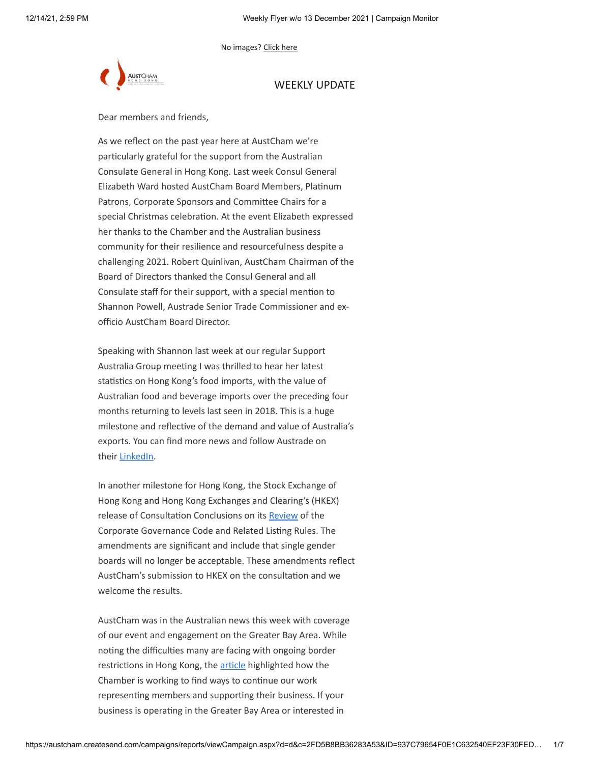No images? Click here

# WEEKLY UPDATE

Dear members and friends,

As we reflect on the past year here at AustCham we're particularly grateful for the support from the Australian Consulate General in Hong Kong. Last week Consul General Elizabeth Ward hosted AustCham Board Members, Platinum Patrons, Corporate Sponsors and Committee Chairs for a special Christmas celebration. At the event Elizabeth expressed her thanks to the Chamber and the Australian business community for their resilience and resourcefulness despite a challenging 2021. Robert Quinlivan, AustCham Chairman of the Board of Directors thanked the Consul General and all Consulate staff for their support, with a special mention to Shannon Powell, Austrade Senior Trade Commissioner and ex-officio AustCham Board Director.

Speaking with Shannon last week at our regular Support Australia Group meeting I was thrilled to hear her latest statistics on Hong Kong's food imports, with the value of Australian food and beverage imports over the preceding four months returning to levels last seen in 2018. This is a huge milestone and reflective of the demand and value of Australia's exports. You can find more news and follow Austrade on their LinkedIn.

In another milestone for Hong Kong, the Stock Exchange of Hong Kong and Hong Kong Exchanges and Clearing's (HKEX) release of Consultation Conclusions on its Review of the Corporate Governance Code and Related Listing Rules. The amendments are significant and include that single gender boards will no longer be acceptable. These amendments reflect AustCham's submission to HKEX on the consultation and we welcome the results.

AustCham was in the Australian news this week with coverage of our event and engagement on the Greater Bay Area. While noting the difficulties many are facing with ongoing border restrictions in Hong Kong, the article highlighted how the Chamber is working to find ways to continue our work representing members and supporting their business. If your business is operating in the Greater Bay Area or interested in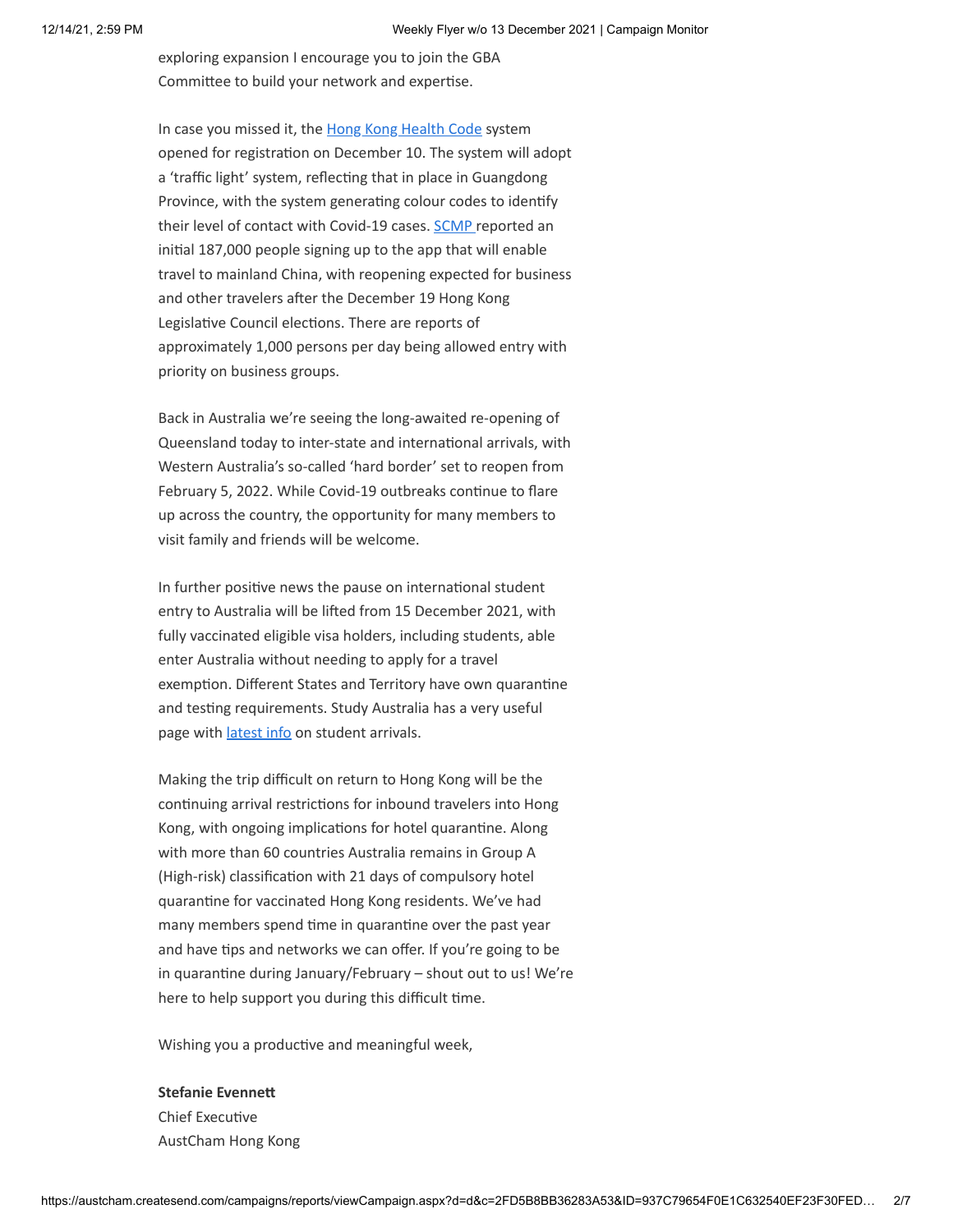exploring expansion I encourage you to join the GBA Committee to build your network and expertise.

In case you missed it, the Hong Kong Health Code system opened for registration on December 10. The system will adopt a 'traffic light' system, reflecting that in place in Guangdong Province, with the system generating colour codes to identify their level of contact with Covid-19 cases. SCMP reported an initial 187,000 people signing up to the app that will enable travel to mainland China, with reopening expected for business and other travelers after the December 19 Hong Kong Legislative Council elections. There are reports of approximately 1,000 persons per day being allowed entry with priority on business groups.

Back in Australia we're seeing the long-awaited re-opening of Queensland today to inter-state and international arrivals, with Western Australia's so-called 'hard border' set to reopen from February 5, 2022. While Covid-19 outbreaks continue to flare up across the country, the opportunity for many members to visit family and friends will be welcome.

In further positive news the pause on international student entry to Australia will be lifted from 15 December 2021, with fully vaccinated eligible visa holders, including students, able enter Australia without needing to apply for a travel exemption. Different States and Territory have own quarantine and testing requirements. Study Australia has a very useful page with latest info on student arrivals.

Making the trip difficult on return to Hong Kong will be the continuing arrival restrictions for inbound travelers into Hong Kong, with ongoing implications for hotel quarantine. Along with more than 60 countries Australia remains in Group A (High-risk) classification with 21 days of compulsory hotel quarantine for vaccinated Hong Kong residents. We've had many members spend time in quarantine over the past year and have tips and networks we can offer. If you're going to be in quarantine during January/February – shout out to us! We're here to help support you during this difficult time.

Wishing you a productive and meaningful week,

**Stefanie Evennett**
Chief Executive
AustCham Hong Kong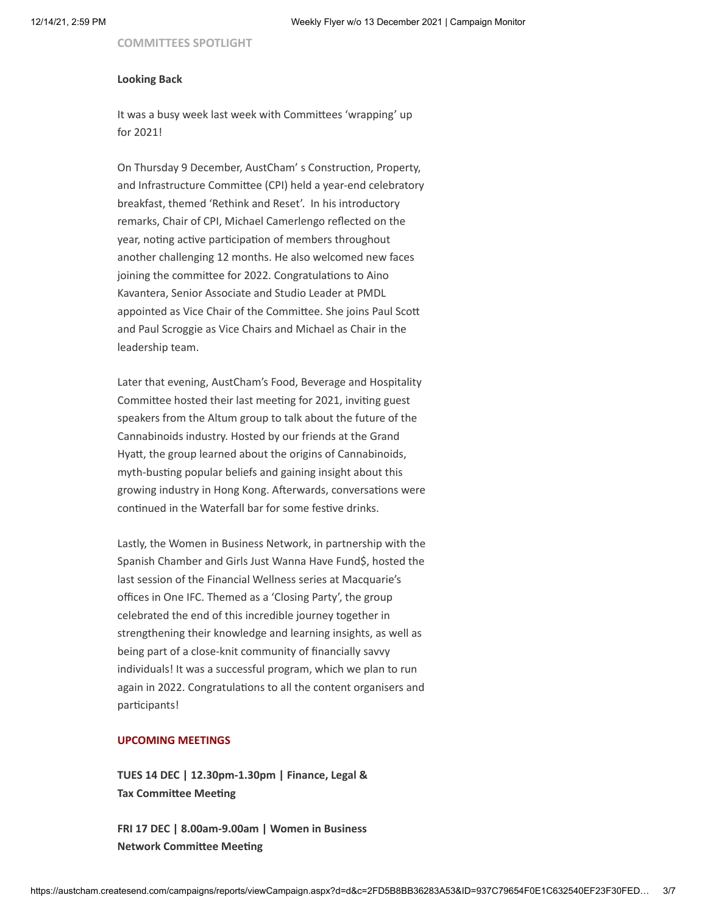## COMMITTEES SPOTLIGHT

**Looking Back**

It was a busy week last week with Committees 'wrapping' up for 2021!

On Thursday 9 December, AustCham' s Construction, Property, and Infrastructure Committee (CPI) held a year-end celebratory breakfast, themed 'Rethink and Reset'. In his introductory remarks, Chair of CPI, Michael Camerlengo reflected on the year, noting active participation of members throughout another challenging 12 months. He also welcomed new faces joining the committee for 2022. Congratulations to Aino Kavantera, Senior Associate and Studio Leader at PMDL appointed as Vice Chair of the Committee. She joins Paul Scott and Paul Scroggie as Vice Chairs and Michael as Chair in the leadership team.

Later that evening, AustCham's Food, Beverage and Hospitality Committee hosted their last meeting for 2021, inviting guest speakers from the Altum group to talk about the future of the Cannabinoids industry. Hosted by our friends at the Grand Hyatt, the group learned about the origins of Cannabinoids, myth-busting popular beliefs and gaining insight about this growing industry in Hong Kong. Afterwards, conversations were continued in the Waterfall bar for some festive drinks.

Lastly, the Women in Business Network, in partnership with the Spanish Chamber and Girls Just Wanna Have Fund$, hosted the last session of the Financial Wellness series at Macquarie's offices in One IFC. Themed as a 'Closing Party', the group celebrated the end of this incredible journey together in strengthening their knowledge and learning insights, as well as being part of a close-knit community of financially savvy individuals! It was a successful program, which we plan to run again in 2022. Congratulations to all the content organisers and participants!

## UPCOMING MEETINGS

**TUES 14 DEC | 12.30pm-1.30pm | Finance, Legal & Tax Committee Meeting**

**FRI 17 DEC | 8.00am-9.00am | Women in Business Network Committee Meeting**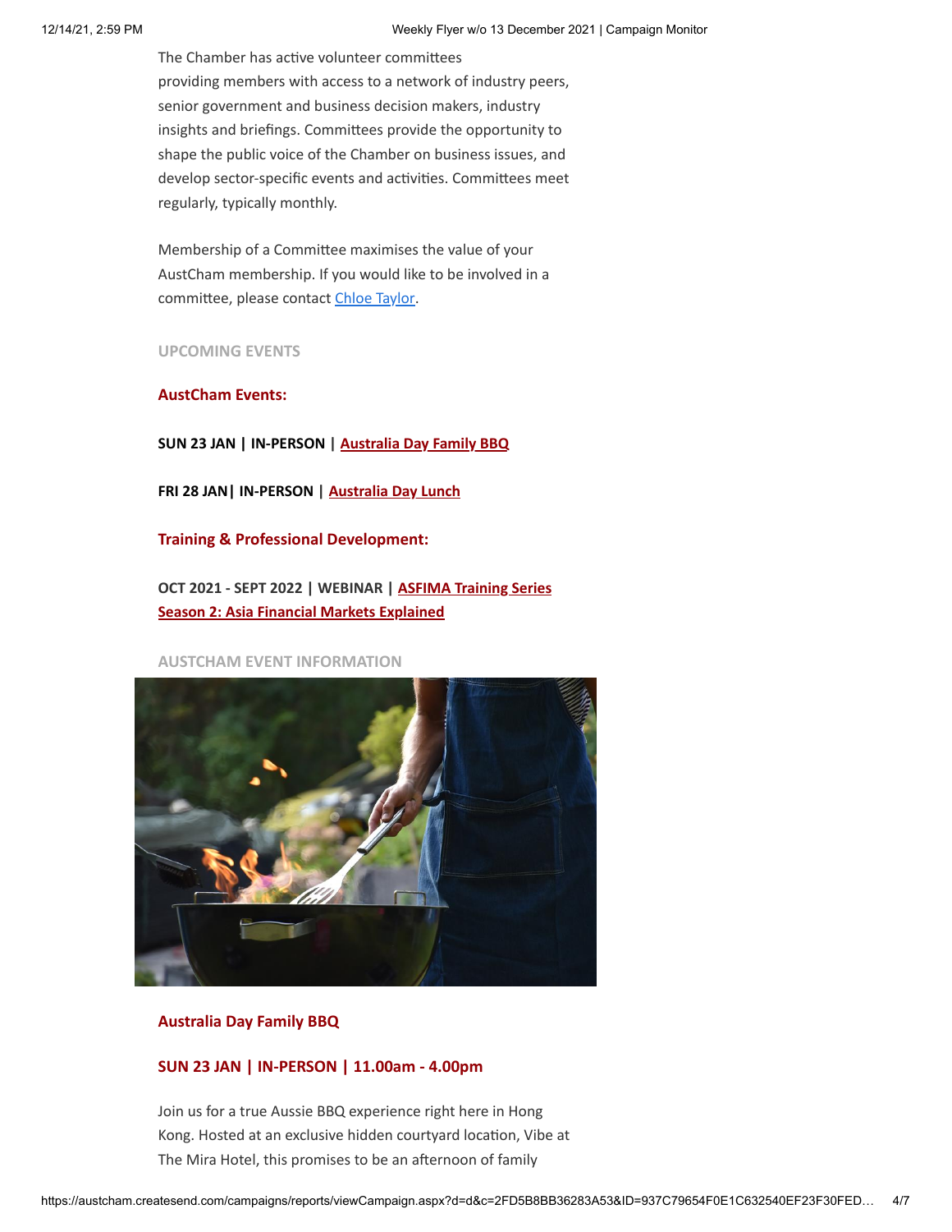The Chamber has active volunteer committees providing members with access to a network of industry peers, senior government and business decision makers, industry insights and briefings. Committees provide the opportunity to shape the public voice of the Chamber on business issues, and develop sector-specific events and activities. Committees meet regularly, typically monthly.

Membership of a Committee maximises the value of your AustCham membership. If you would like to be involved in a committee, please contact Chloe Taylor.

## UPCOMING EVENTS

### AustCham Events:

**SUN 23 JAN | IN-PERSON | Australia Day Family BBQ**

**FRI 28 JAN| IN-PERSON | Australia Day Lunch**

### Training & Professional Development:

**OCT 2021 - SEPT 2022 | WEBINAR | ASFIMA Training Series Season 2: Asia Financial Markets Explained**

## AUSTCHAM EVENT INFORMATION

### Australia Day Family BBQ

**SUN 23 JAN | IN-PERSON | 11.00am - 4.00pm**

Join us for a true Aussie BBQ experience right here in Hong Kong. Hosted at an exclusive hidden courtyard location, Vibe at The Mira Hotel, this promises to be an afternoon of family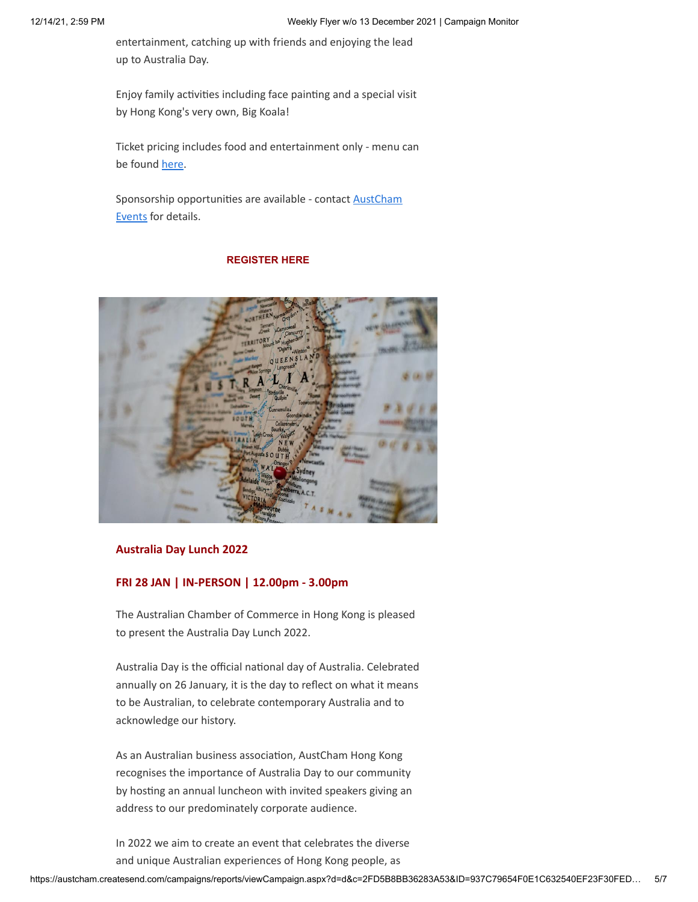entertainment, catching up with friends and enjoying the lead up to Australia Day.

Enjoy family activities including face painting and a special visit by Hong Kong's very own, Big Koala!

Ticket pricing includes food and entertainment only - menu can be found here.

Sponsorship opportunities are available - contact AustCham Events for details.

**REGISTER HERE**

**Australia Day Lunch 2022**

**FRI 28 JAN | IN-PERSON | 12.00pm - 3.00pm**

The Australian Chamber of Commerce in Hong Kong is pleased to present the Australia Day Lunch 2022.

Australia Day is the official national day of Australia. Celebrated annually on 26 January, it is the day to reflect on what it means to be Australian, to celebrate contemporary Australia and to acknowledge our history.

As an Australian business association, AustCham Hong Kong recognises the importance of Australia Day to our community by hosting an annual luncheon with invited speakers giving an address to our predominately corporate audience.

In 2022 we aim to create an event that celebrates the diverse and unique Australian experiences of Hong Kong people, as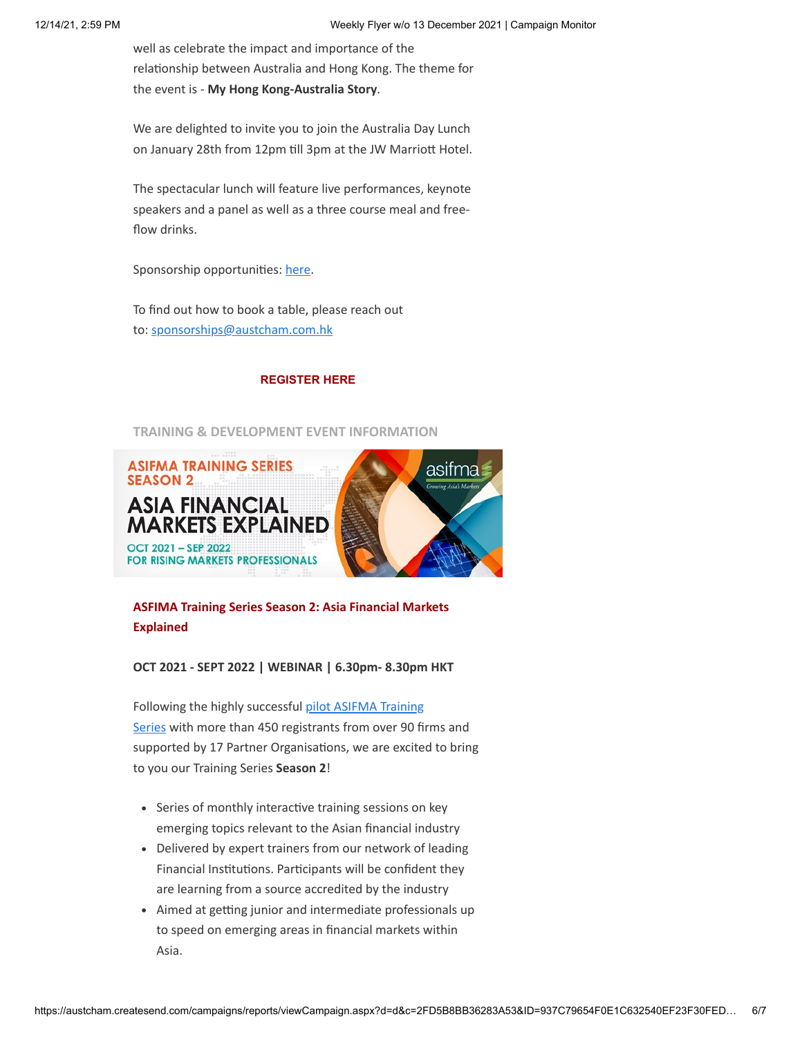well as celebrate the impact and importance of the relationship between Australia and Hong Kong. The theme for the event is - **My Hong Kong-Australia Story**.

We are delighted to invite you to join the Australia Day Lunch on January 28th from 12pm till 3pm at the JW Marriott Hotel.

The spectacular lunch will feature live performances, keynote speakers and a panel as well as a three course meal and free-flow drinks.

Sponsorship opportunities: here.

To find out how to book a table, please reach out to: sponsorships@austcham.com.hk

**REGISTER HERE**

## TRAINING & DEVELOPMENT EVENT INFORMATION

ASIFMA TRAINING SERIES SEASON 2

ASIA FINANCIAL MARKETS EXPLAINED

OCT 2021 – SEP 2022

FOR RISING MARKETS PROFESSIONALS

asifma Growing Asia's Markets

### ASFIMA Training Series Season 2: Asia Financial Markets Explained

**OCT 2021 - SEPT 2022 | WEBINAR | 6.30pm- 8.30pm HKT**

Following the highly successful pilot ASIFMA Training Series with more than 450 registrants from over 90 firms and supported by 17 Partner Organisations, we are excited to bring to you our Training Series **Season 2**!

- Series of monthly interactive training sessions on key emerging topics relevant to the Asian financial industry
- Delivered by expert trainers from our network of leading Financial Institutions. Participants will be confident they are learning from a source accredited by the industry
- Aimed at getting junior and intermediate professionals up to speed on emerging areas in financial markets within Asia.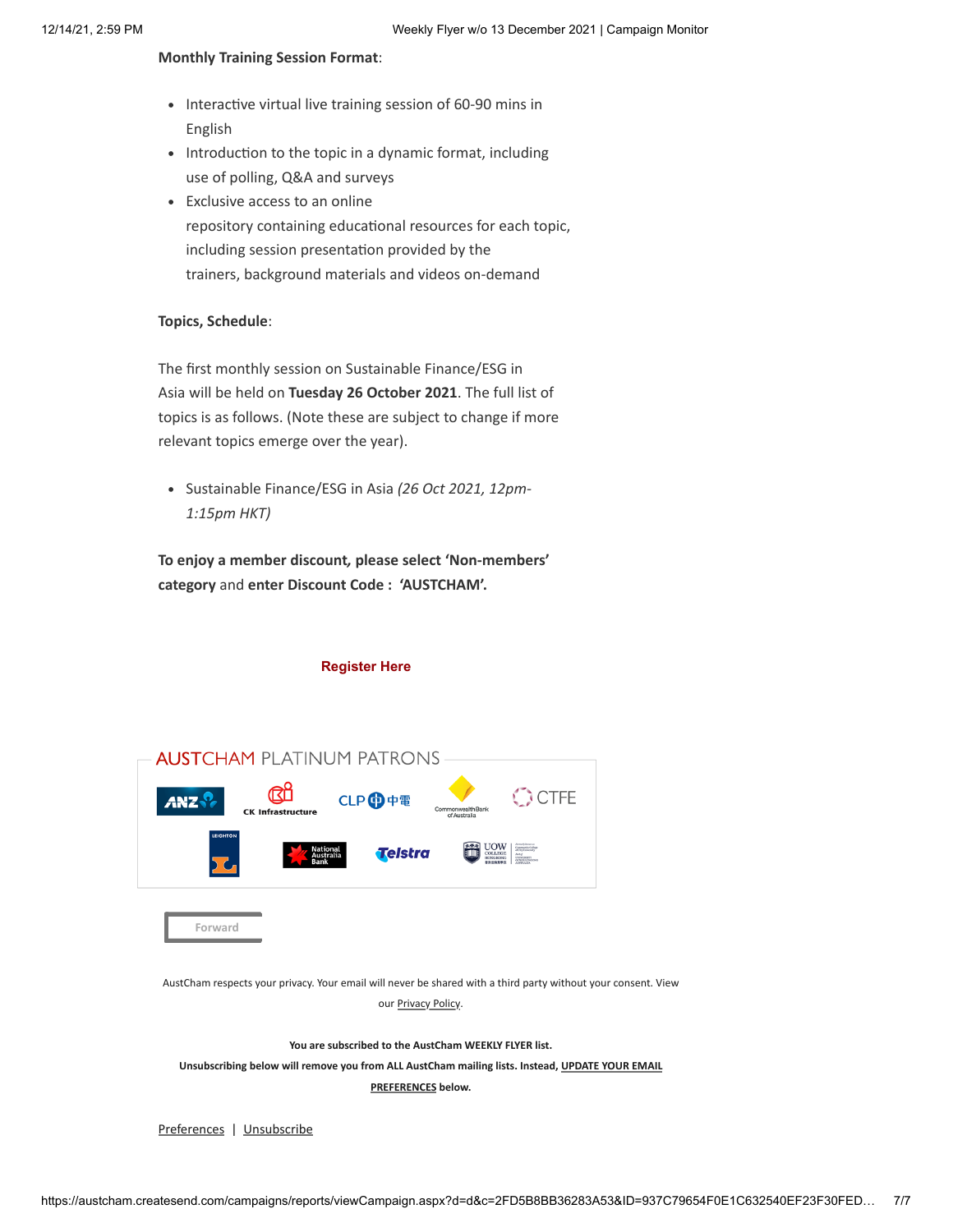**Monthly Training Session Format**:

- Interactive virtual live training session of 60-90 mins in English
- Introduction to the topic in a dynamic format, including use of polling, Q&A and surveys
- Exclusive access to an online repository containing educational resources for each topic, including session presentation provided by the trainers, background materials and videos on-demand

**Topics, Schedule**:

The first monthly session on Sustainable Finance/ESG in Asia will be held on **Tuesday 26 October 2021**. The full list of topics is as follows. (Note these are subject to change if more relevant topics emerge over the year).

- Sustainable Finance/ESG in Asia *(26 Oct 2021, 12pm-1:15pm HKT)*

**To enjoy a member discount, please select 'Non-members' category** and **enter Discount Code : 'AUSTCHAM'.**

**Register Here**

AUSTCHAM PLATINUM PATRONS

Forward

AustCham respects your privacy. Your email will never be shared with a third party without your consent. View our Privacy Policy.

**You are subscribed to the AustCham WEEKLY FLYER list.**

**Unsubscribing below will remove you from ALL AustCham mailing lists. Instead, UPDATE YOUR EMAIL PREFERENCES below.**

Preferences | Unsubscribe